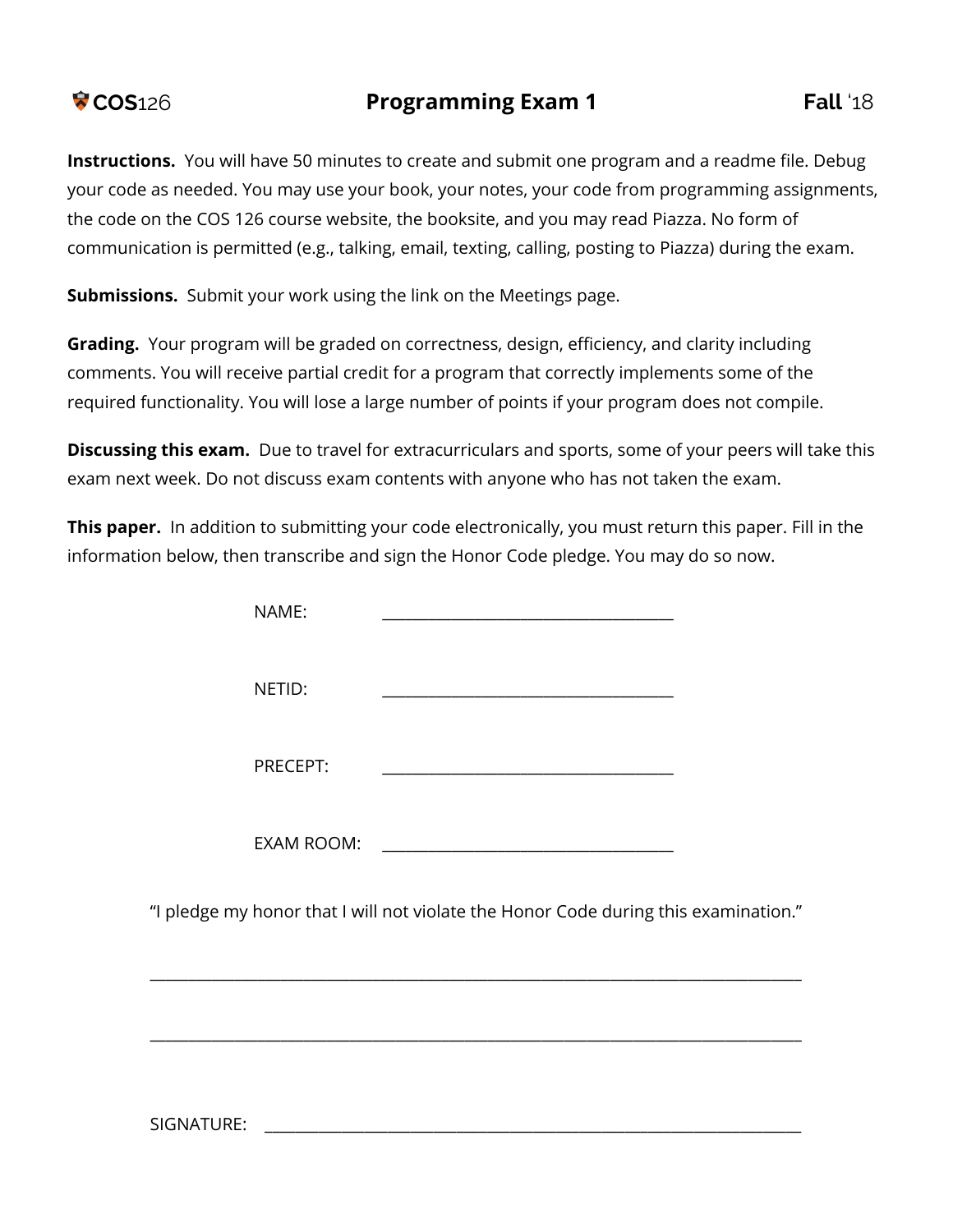COS126 **Programming Exam 1** **Fall** '18

**Instructions.** You will have 50 minutes to create and submit one program and a readme file. Debug your code as needed. You may use your book, your notes, your code from programming assignments, the code on the COS 126 course website, the booksite, and you may read Piazza. No form of communication is permitted (e.g., talking, email, texting, calling, posting to Piazza) during the exam.

**Submissions.** Submit your work using the link on the Meetings page.

**Grading.** Your program will be graded on correctness, design, efficiency, and clarity including comments. You will receive partial credit for a program that correctly implements some of the required functionality. You will lose a large number of points if your program does not compile.

**Discussing this exam.** Due to travel for extracurriculars and sports, some of your peers will take this exam next week. Do not discuss exam contents with anyone who has not taken the exam.

**This paper.** In addition to submitting your code electronically, you must return this paper. Fill in the information below, then transcribe and sign the Honor Code pledge. You may do so now.

NAME: ___________________________________

NETID: ___________________________________

PRECEPT: ___________________________________

EXAM ROOM: ___________________________________

"I pledge my honor that I will not violate the Honor Code during this examination."

_______________________________________________________________________________

_______________________________________________________________________________

SIGNATURE: _________________________________________________________________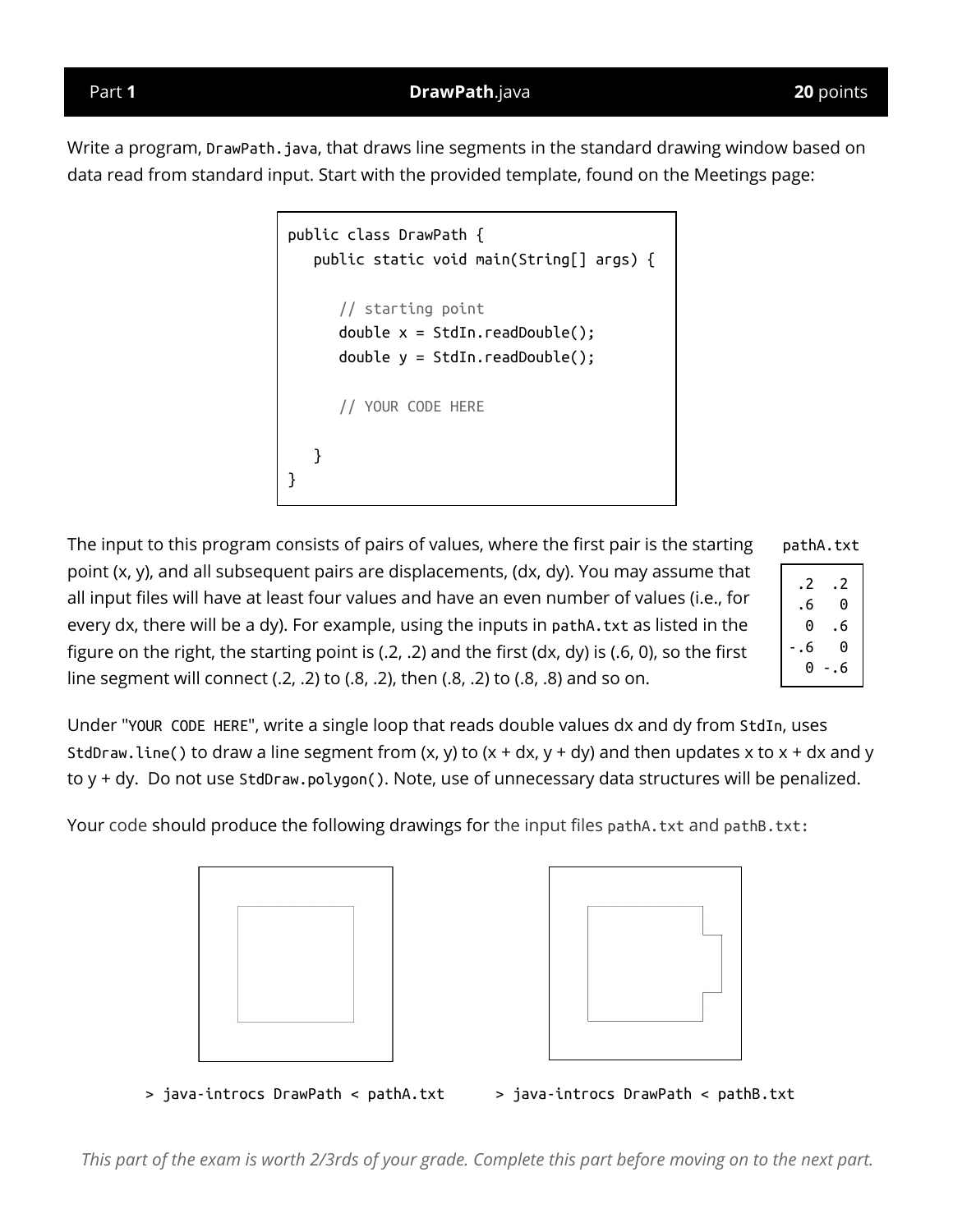| Part **1** | **DrawPath**.java | **20** points |
|---|---|---|

Write a program, `DrawPath.java`, that draws line segments in the standard drawing window based on data read from standard input. Start with the provided template, found on the Meetings page:

```
public class DrawPath {
   public static void main(String[] args) {

      // starting point
      double x = StdIn.readDouble();
      double y = StdIn.readDouble();

      // YOUR CODE HERE

   }
}
```

The input to this program consists of pairs of values, where the first pair is the starting point (x, y), and all subsequent pairs are displacements, (dx, dy). You may assume that all input files will have at least four values and have an even number of values (i.e., for every dx, there will be a dy). For example, using the inputs in `pathA.txt` as listed in the figure on the right, the starting point is (.2, .2) and the first (dx, dy) is (.6, 0), so the first line segment will connect (.2, .2) to (.8, .2), then (.8, .2) to (.8, .8) and so on.

`pathA.txt`

```
 .2  .2
 .6   0
  0  .6
-.6   0
  0 -.6
```

Under "`YOUR CODE HERE`", write a single loop that reads double values dx and dy from `StdIn`, uses `StdDraw.line()` to draw a line segment from (x, y) to (x + dx, y + dy) and then updates x to x + dx and y to y + dy. Do not use `StdDraw.polygon()`. Note, use of unnecessary data structures will be penalized.

Your code should produce the following drawings for the input files `pathA.txt` and `pathB.txt`:

`> java-introcs DrawPath < pathA.txt`

`> java-introcs DrawPath < pathB.txt`

*This part of the exam is worth 2/3rds of your grade. Complete this part before moving on to the next part.*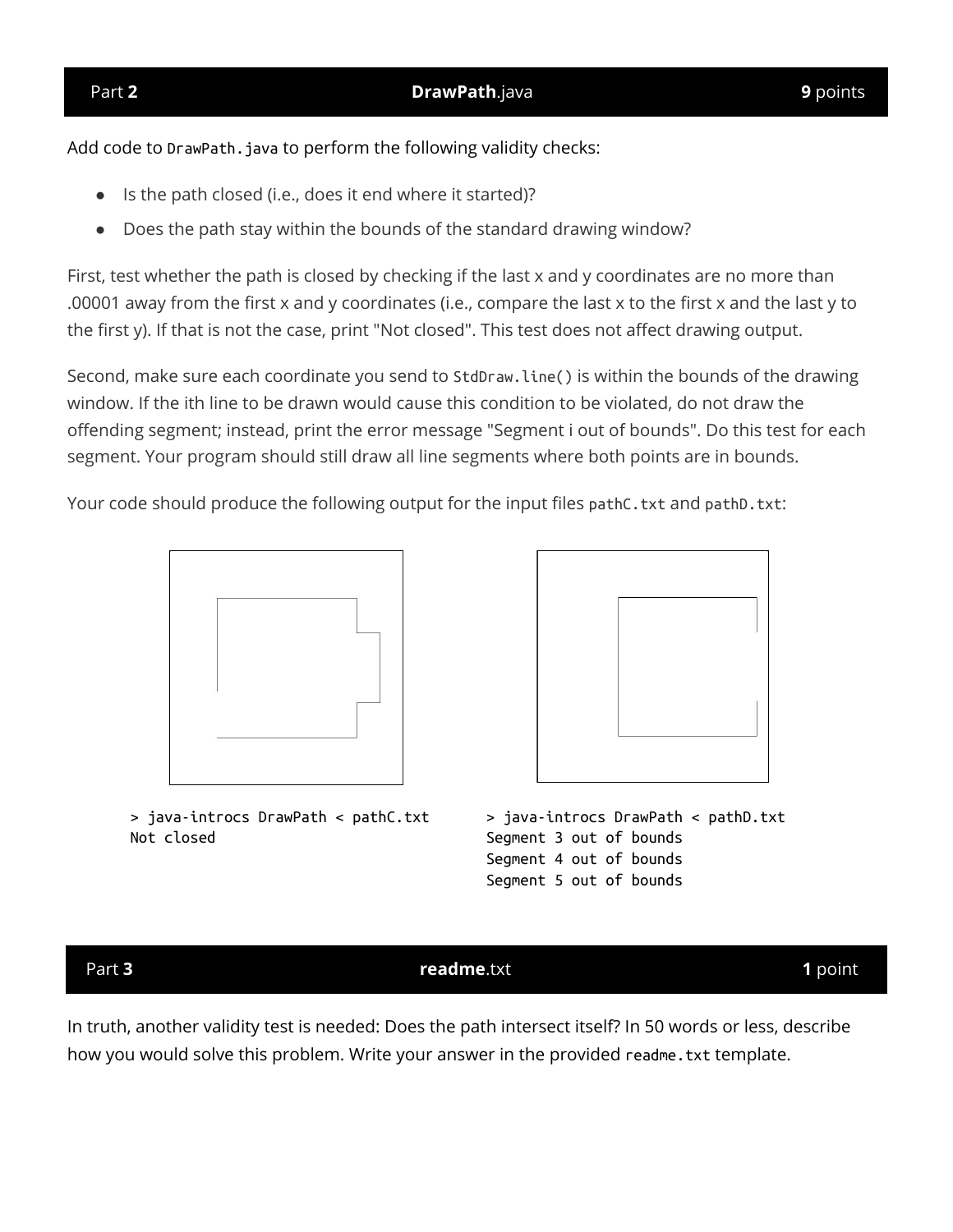## Part **2** — **DrawPath**.java — **9** points

Add code to `DrawPath.java` to perform the following validity checks:

- Is the path closed (i.e., does it end where it started)?
- Does the path stay within the bounds of the standard drawing window?

First, test whether the path is closed by checking if the last x and y coordinates are no more than .00001 away from the first x and y coordinates (i.e., compare the last x to the first x and the last y to the first y). If that is not the case, print "Not closed". This test does not affect drawing output.

Second, make sure each coordinate you send to `StdDraw.line()` is within the bounds of the drawing window. If the ith line to be drawn would cause this condition to be violated, do not draw the offending segment; instead, print the error message "Segment i out of bounds". Do this test for each segment. Your program should still draw all line segments where both points are in bounds.

Your code should produce the following output for the input files `pathC.txt` and `pathD.txt`:

```
> java-introcs DrawPath < pathC.txt
Not closed
```

```
> java-introcs DrawPath < pathD.txt
Segment 3 out of bounds
Segment 4 out of bounds
Segment 5 out of bounds
```

## Part **3** — **readme**.txt — **1** point

In truth, another validity test is needed: Does the path intersect itself? In 50 words or less, describe how you would solve this problem. Write your answer in the provided `readme.txt` template.